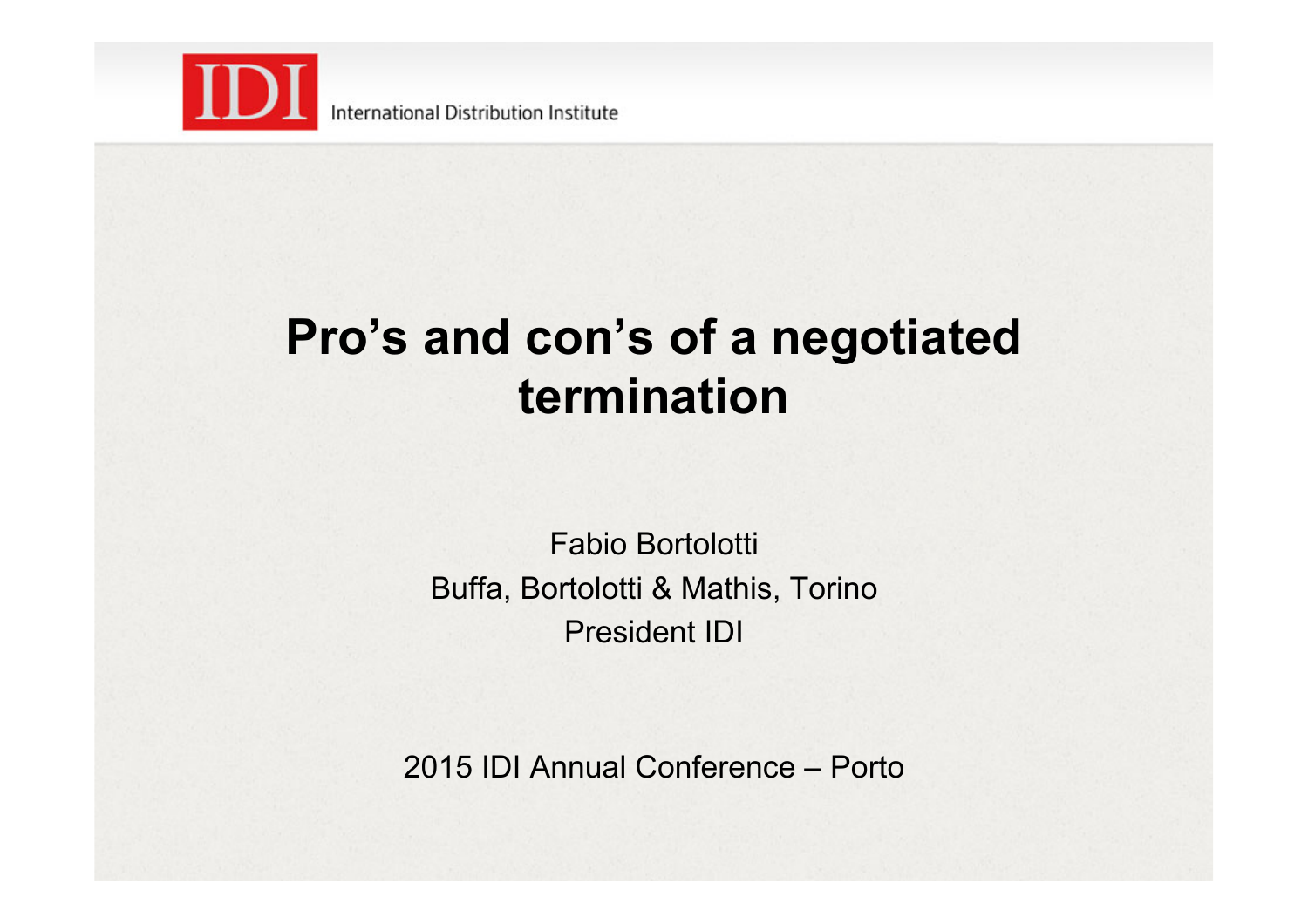IDI International Distribution Institute

# Pro's and con's of a negotiated termination

Fabio Bortolotti

Buffa, Bortolotti & Mathis, Torino

President IDI

2015 IDI Annual Conference – Porto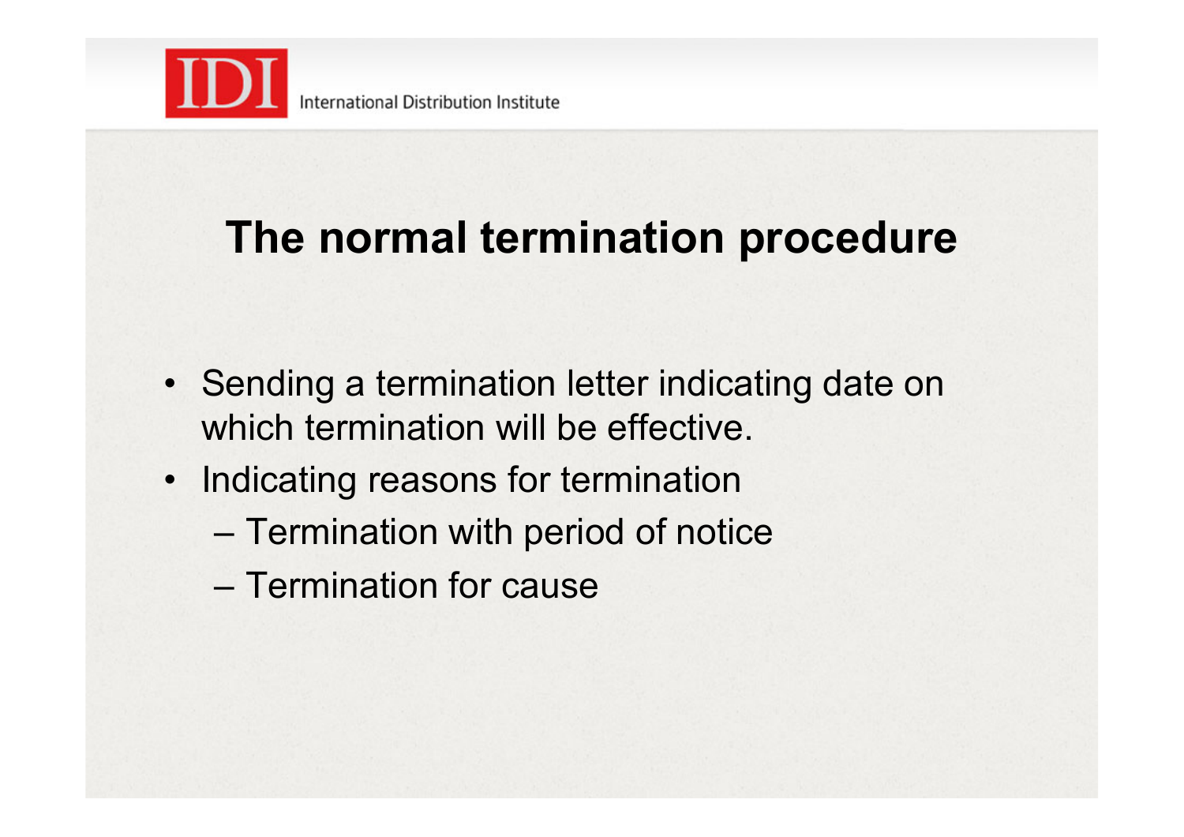# The normal termination procedure

- Sending a termination letter indicating date on which termination will be effective.
- Indicating reasons for termination
  - Termination with period of notice
  - Termination for cause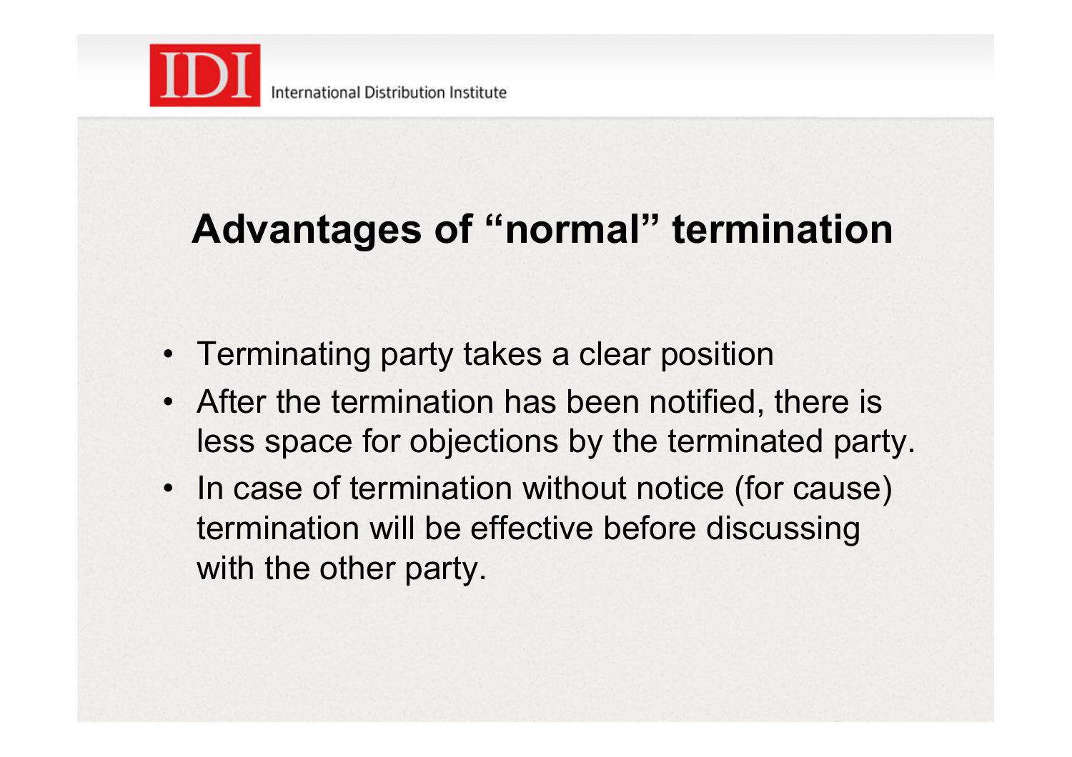## Advantages of “normal” termination

- Terminating party takes a clear position
- After the termination has been notified, there is less space for objections by the terminated party.
- In case of termination without notice (for cause) termination will be effective before discussing with the other party.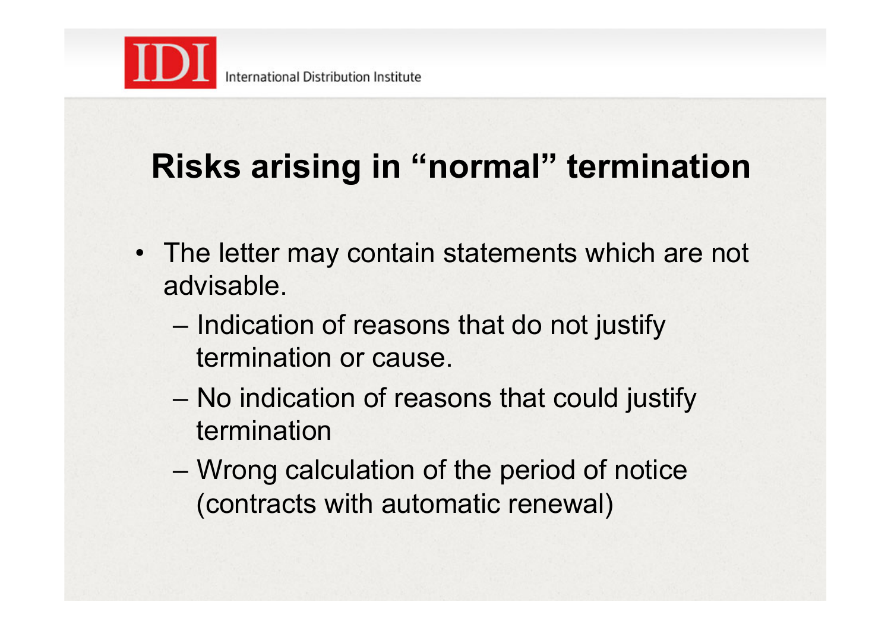## Risks arising in "normal" termination

- The letter may contain statements which are not advisable.
  - Indication of reasons that do not justify termination or cause.
  - No indication of reasons that could justify termination
  - Wrong calculation of the period of notice (contracts with automatic renewal)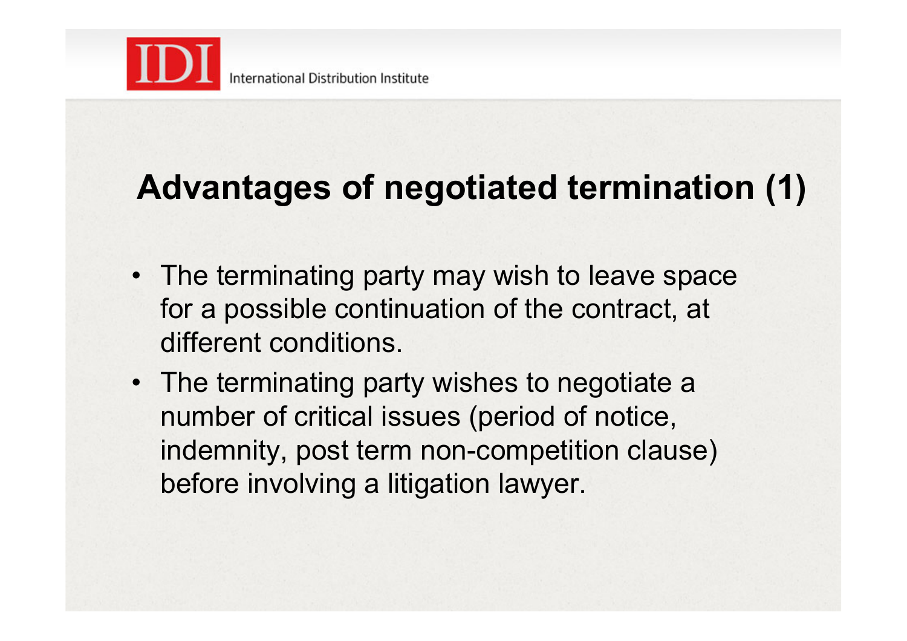## Advantages of negotiated termination (1)

- The terminating party may wish to leave space for a possible continuation of the contract, at different conditions.
- The terminating party wishes to negotiate a number of critical issues (period of notice, indemnity, post term non-competition clause) before involving a litigation lawyer.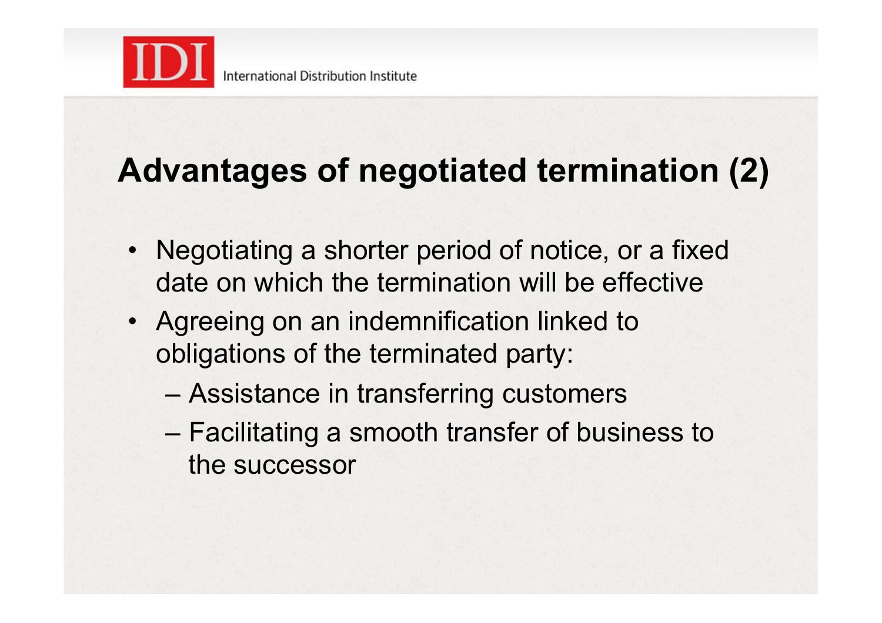## Advantages of negotiated termination (2)

- Negotiating a shorter period of notice, or a fixed date on which the termination will be effective
- Agreeing on an indemnification linked to obligations of the terminated party:
  - Assistance in transferring customers
  - Facilitating a smooth transfer of business to the successor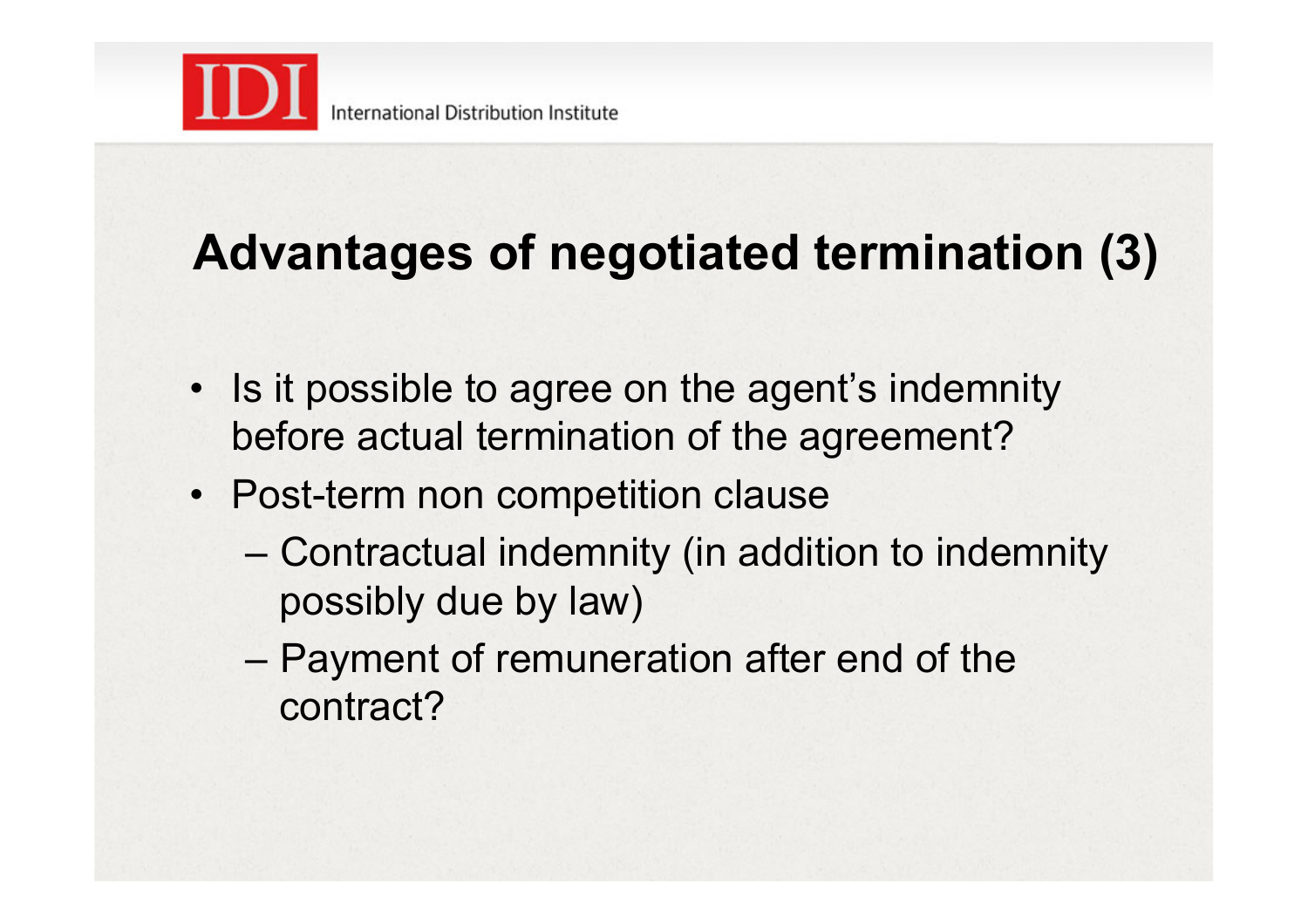# Advantages of negotiated termination (3)

- Is it possible to agree on the agent's indemnity before actual termination of the agreement?
- Post-term non competition clause
  - Contractual indemnity (in addition to indemnity possibly due by law)
  - Payment of remuneration after end of the contract?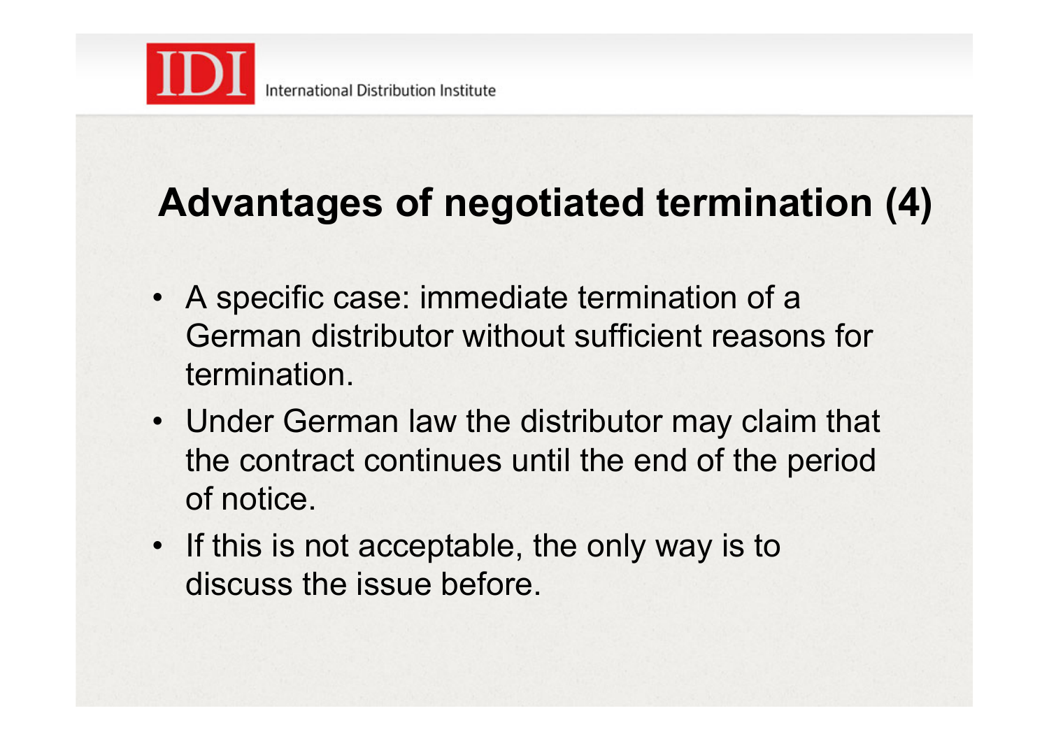## Advantages of negotiated termination (4)

- A specific case: immediate termination of a German distributor without sufficient reasons for termination.
- Under German law the distributor may claim that the contract continues until the end of the period of notice.
- If this is not acceptable, the only way is to discuss the issue before.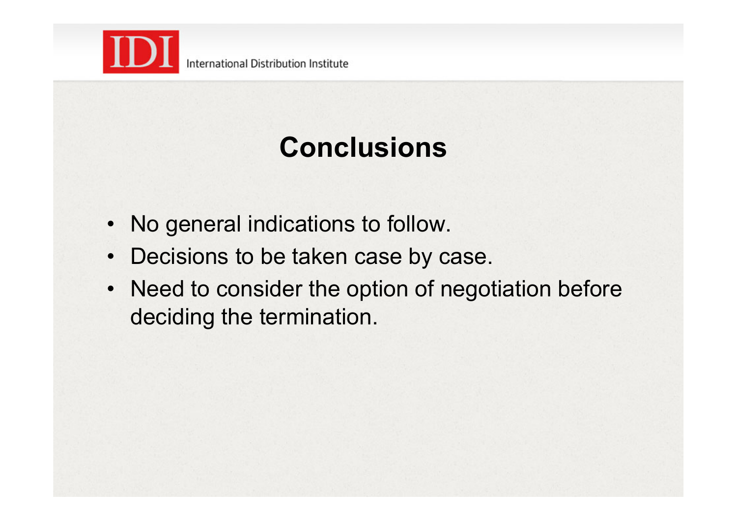# Conclusions

- No general indications to follow.
- Decisions to be taken case by case.
- Need to consider the option of negotiation before deciding the termination.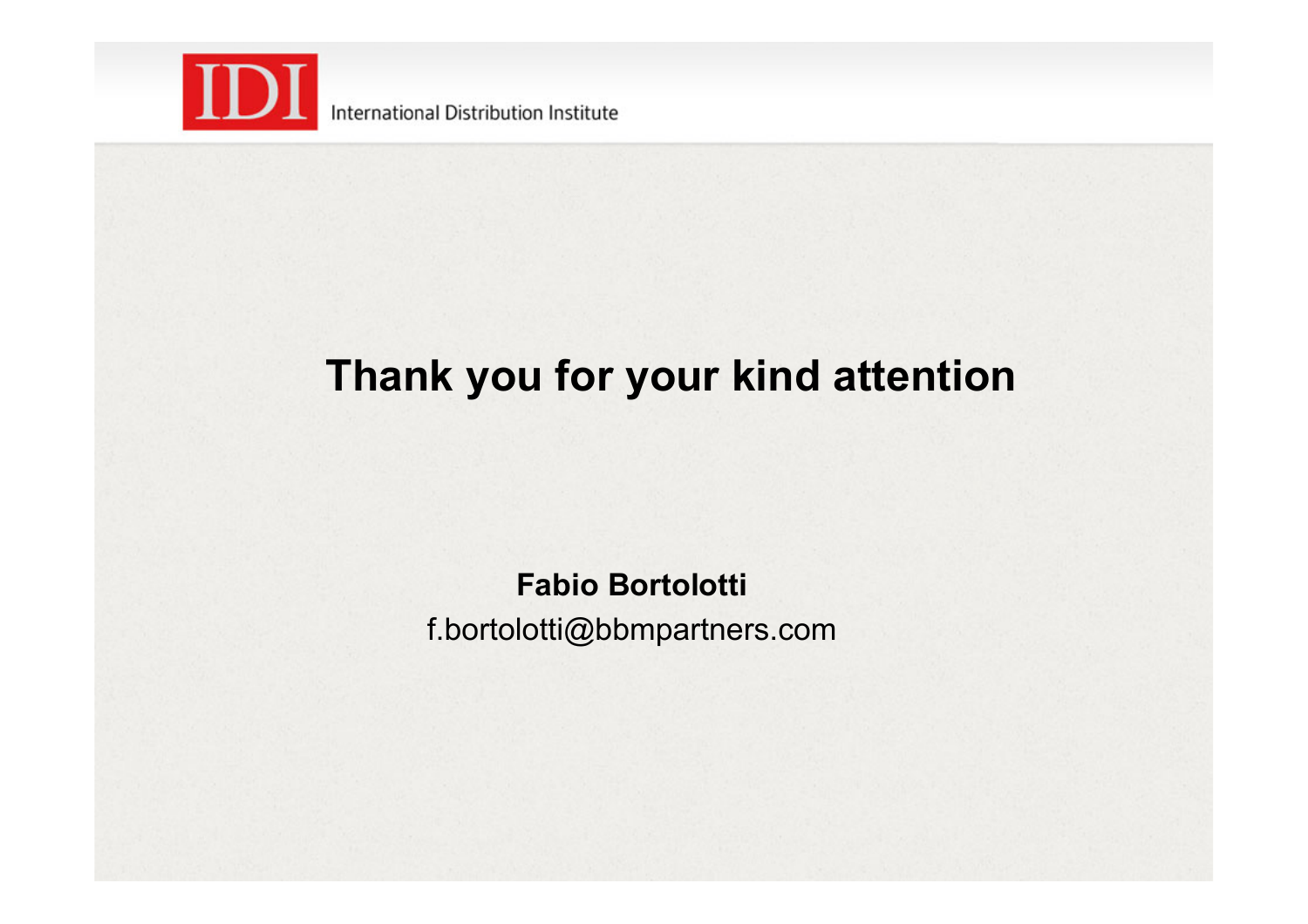# Thank you for your kind attention

**Fabio Bortolotti**

f.bortolotti@bbmpartners.com